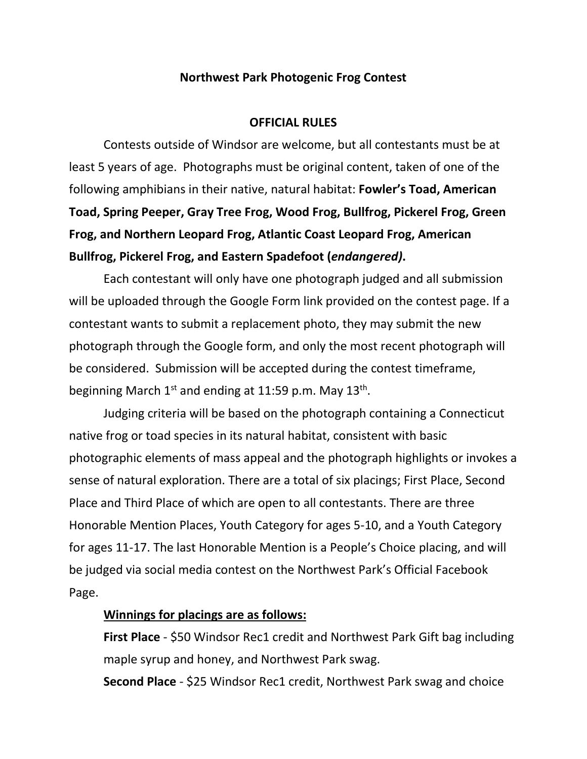**Northwest Park Photogenic Frog Contest**

**OFFICIAL RULES**

Contests outside of Windsor are welcome, but all contestants must be at least 5 years of age. Photographs must be original content, taken of one of the following amphibians in their native, natural habitat: **Fowler's Toad, American Toad, Spring Peeper, Gray Tree Frog, Wood Frog, Bullfrog, Pickerel Frog, Green Frog, and Northern Leopard Frog, Atlantic Coast Leopard Frog, American Bullfrog, Pickerel Frog, and Eastern Spadefoot (*endangered*).**

Each contestant will only have one photograph judged and all submission will be uploaded through the Google Form link provided on the contest page. If a contestant wants to submit a replacement photo, they may submit the new photograph through the Google form, and only the most recent photograph will be considered. Submission will be accepted during the contest timeframe, beginning March 1st and ending at 11:59 p.m. May 13th.

Judging criteria will be based on the photograph containing a Connecticut native frog or toad species in its natural habitat, consistent with basic photographic elements of mass appeal and the photograph highlights or invokes a sense of natural exploration. There are a total of six placings; First Place, Second Place and Third Place of which are open to all contestants. There are three Honorable Mention Places, Youth Category for ages 5-10, and a Youth Category for ages 11-17. The last Honorable Mention is a People's Choice placing, and will be judged via social media contest on the Northwest Park's Official Facebook Page.

**Winnings for placings are as follows:**

**First Place** - $50 Windsor Rec1 credit and Northwest Park Gift bag including maple syrup and honey, and Northwest Park swag.

**Second Place** - $25 Windsor Rec1 credit, Northwest Park swag and choice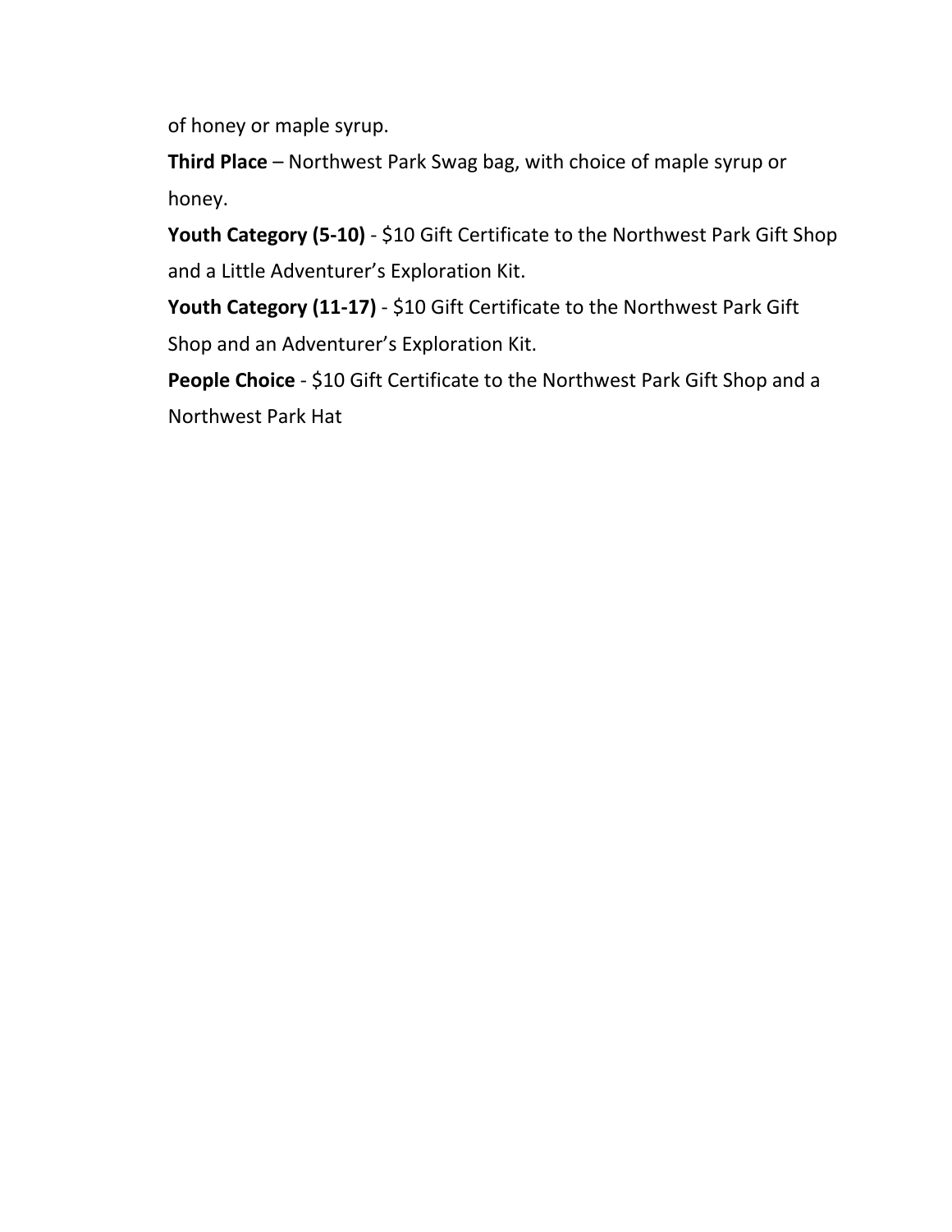of honey or maple syrup.

**Third Place** – Northwest Park Swag bag, with choice of maple syrup or honey.

**Youth Category (5-10)** - $10 Gift Certificate to the Northwest Park Gift Shop and a Little Adventurer's Exploration Kit.

**Youth Category (11-17)** - $10 Gift Certificate to the Northwest Park Gift Shop and an Adventurer's Exploration Kit.

**People Choice** - $10 Gift Certificate to the Northwest Park Gift Shop and a Northwest Park Hat